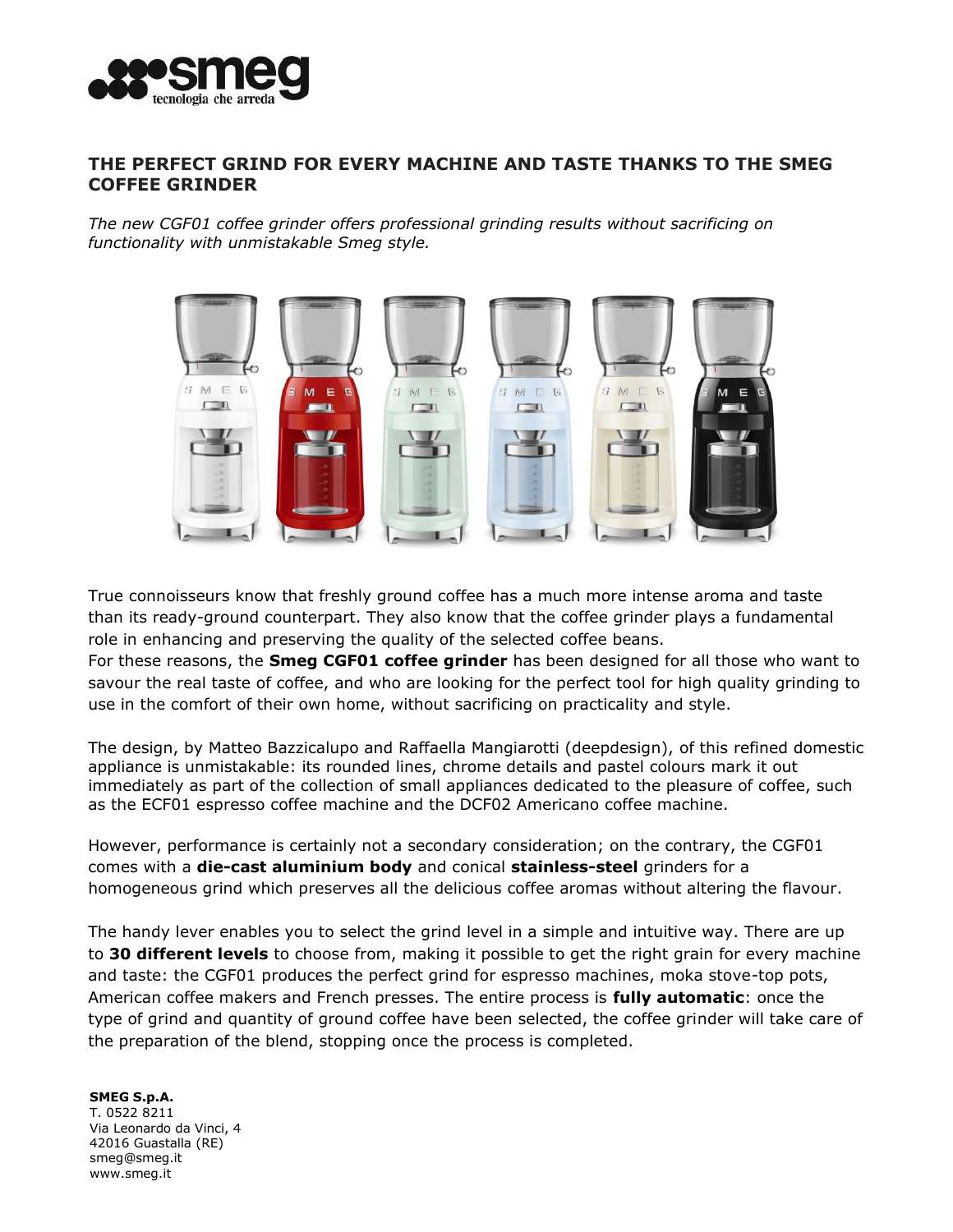# THE PERFECT GRIND FOR EVERY MACHINE AND TASTE THANKS TO THE SMEG COFFEE GRINDER

*The new CGF01 coffee grinder offers professional grinding results without sacrificing on functionality with unmistakable Smeg style.*

True connoisseurs know that freshly ground coffee has a much more intense aroma and taste than its ready-ground counterpart. They also know that the coffee grinder plays a fundamental role in enhancing and preserving the quality of the selected coffee beans.
For these reasons, the **Smeg CGF01 coffee grinder** has been designed for all those who want to savour the real taste of coffee, and who are looking for the perfect tool for high quality grinding to use in the comfort of their own home, without sacrificing on practicality and style.

The design, by Matteo Bazzicalupo and Raffaella Mangiarotti (deepdesign), of this refined domestic appliance is unmistakable: its rounded lines, chrome details and pastel colours mark it out immediately as part of the collection of small appliances dedicated to the pleasure of coffee, such as the ECF01 espresso coffee machine and the DCF02 Americano coffee machine.

However, performance is certainly not a secondary consideration; on the contrary, the CGF01 comes with a **die-cast aluminium body** and conical **stainless-steel** grinders for a homogeneous grind which preserves all the delicious coffee aromas without altering the flavour.

The handy lever enables you to select the grind level in a simple and intuitive way. There are up to **30 different levels** to choose from, making it possible to get the right grain for every machine and taste: the CGF01 produces the perfect grind for espresso machines, moka stove-top pots, American coffee makers and French presses. The entire process is **fully automatic**: once the type of grind and quantity of ground coffee have been selected, the coffee grinder will take care of the preparation of the blend, stopping once the process is completed.

**SMEG S.p.A.**
T. 0522 8211
Via Leonardo da Vinci, 4
42016 Guastalla (RE)
smeg@smeg.it
www.smeg.it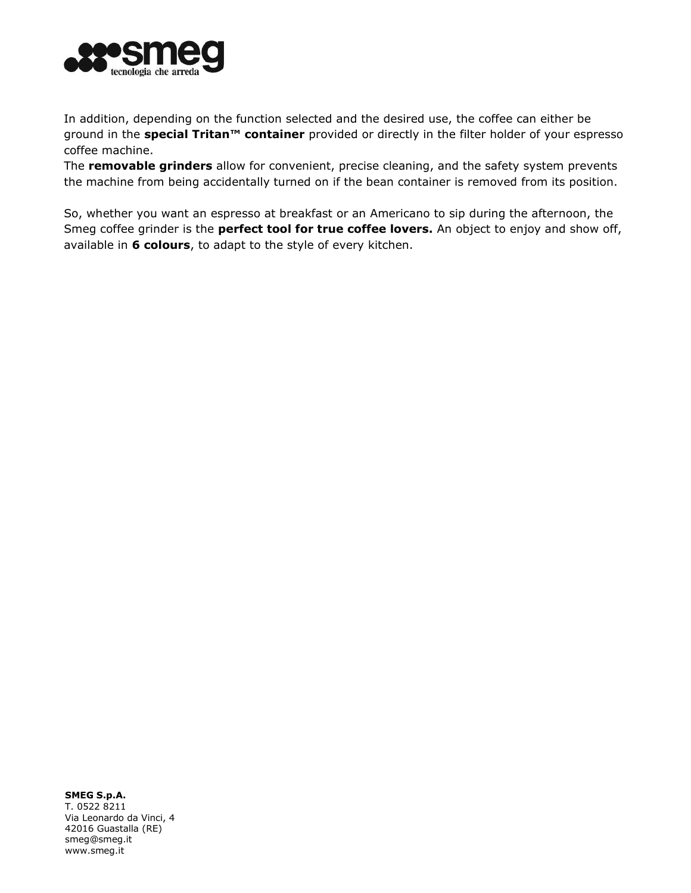In addition, depending on the function selected and the desired use, the coffee can either be ground in the **special Tritan™ container** provided or directly in the filter holder of your espresso coffee machine.
The **removable grinders** allow for convenient, precise cleaning, and the safety system prevents the machine from being accidentally turned on if the bean container is removed from its position.

So, whether you want an espresso at breakfast or an Americano to sip during the afternoon, the Smeg coffee grinder is the **perfect tool for true coffee lovers.** An object to enjoy and show off, available in **6 colours**, to adapt to the style of every kitchen.

**SMEG S.p.A.**
T. 0522 8211
Via Leonardo da Vinci, 4
42016 Guastalla (RE)
smeg@smeg.it
www.smeg.it